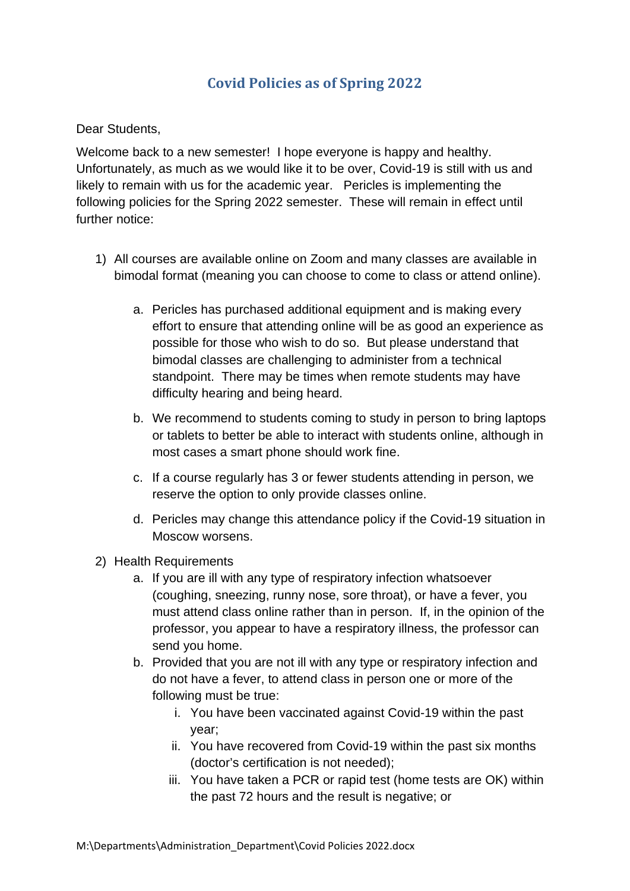# Covid Policies as of Spring 2022

Dear Students,

Welcome back to a new semester! I hope everyone is happy and healthy. Unfortunately, as much as we would like it to be over, Covid-19 is still with us and likely to remain with us for the academic year. Pericles is implementing the following policies for the Spring 2022 semester. These will remain in effect until further notice:

1) All courses are available online on Zoom and many classes are available in bimodal format (meaning you can choose to come to class or attend online).
   a. Pericles has purchased additional equipment and is making every effort to ensure that attending online will be as good an experience as possible for those who wish to do so. But please understand that bimodal classes are challenging to administer from a technical standpoint. There may be times when remote students may have difficulty hearing and being heard.
   b. We recommend to students coming to study in person to bring laptops or tablets to better be able to interact with students online, although in most cases a smart phone should work fine.
   c. If a course regularly has 3 or fewer students attending in person, we reserve the option to only provide classes online.
   d. Pericles may change this attendance policy if the Covid-19 situation in Moscow worsens.
2) Health Requirements
   a. If you are ill with any type of respiratory infection whatsoever (coughing, sneezing, runny nose, sore throat), or have a fever, you must attend class online rather than in person. If, in the opinion of the professor, you appear to have a respiratory illness, the professor can send you home.
   b. Provided that you are not ill with any type or respiratory infection and do not have a fever, to attend class in person one or more of the following must be true:
      i. You have been vaccinated against Covid-19 within the past year;
      ii. You have recovered from Covid-19 within the past six months (doctor's certification is not needed);
      iii. You have taken a PCR or rapid test (home tests are OK) within the past 72 hours and the result is negative; or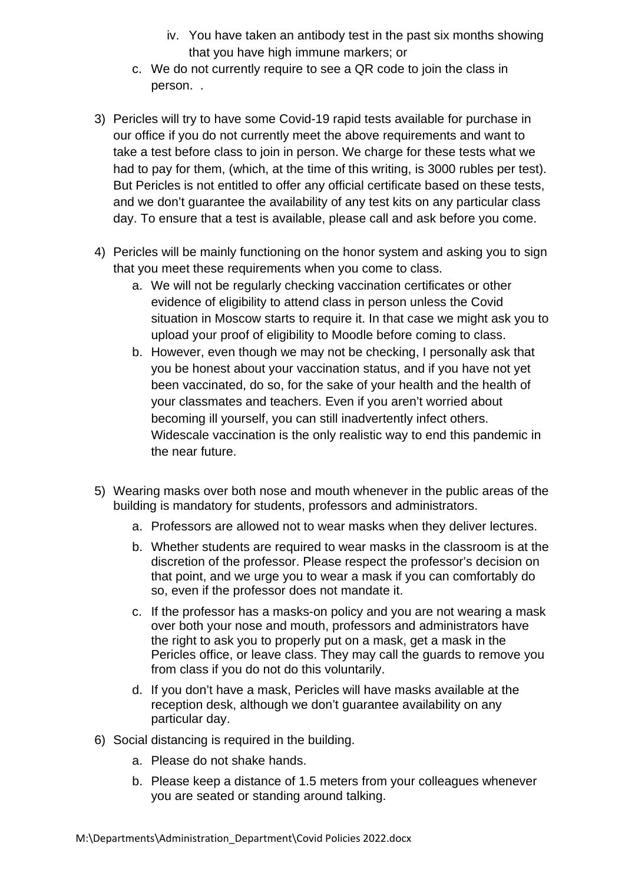iv. You have taken an antibody test in the past six months showing that you have high immune markers; or

   c. We do not currently require to see a QR code to join the class in person.  .

3) Pericles will try to have some Covid-19 rapid tests available for purchase in our office if you do not currently meet the above requirements and want to take a test before class to join in person. We charge for these tests what we had to pay for them, (which, at the time of this writing, is 3000 rubles per test). But Pericles is not entitled to offer any official certificate based on these tests, and we don't guarantee the availability of any test kits on any particular class day. To ensure that a test is available, please call and ask before you come.

4) Pericles will be mainly functioning on the honor system and asking you to sign that you meet these requirements when you come to class.
   a. We will not be regularly checking vaccination certificates or other evidence of eligibility to attend class in person unless the Covid situation in Moscow starts to require it. In that case we might ask you to upload your proof of eligibility to Moodle before coming to class.
   b. However, even though we may not be checking, I personally ask that you be honest about your vaccination status, and if you have not yet been vaccinated, do so, for the sake of your health and the health of your classmates and teachers. Even if you aren't worried about becoming ill yourself, you can still inadvertently infect others. Widescale vaccination is the only realistic way to end this pandemic in the near future.

5) Wearing masks over both nose and mouth whenever in the public areas of the building is mandatory for students, professors and administrators.
   a. Professors are allowed not to wear masks when they deliver lectures.
   b. Whether students are required to wear masks in the classroom is at the discretion of the professor. Please respect the professor's decision on that point, and we urge you to wear a mask if you can comfortably do so, even if the professor does not mandate it.
   c. If the professor has a masks-on policy and you are not wearing a mask over both your nose and mouth, professors and administrators have the right to ask you to properly put on a mask, get a mask in the Pericles office, or leave class. They may call the guards to remove you from class if you do not do this voluntarily.
   d. If you don't have a mask, Pericles will have masks available at the reception desk, although we don't guarantee availability on any particular day.

6) Social distancing is required in the building.
   a. Please do not shake hands.
   b. Please keep a distance of 1.5 meters from your colleagues whenever you are seated or standing around talking.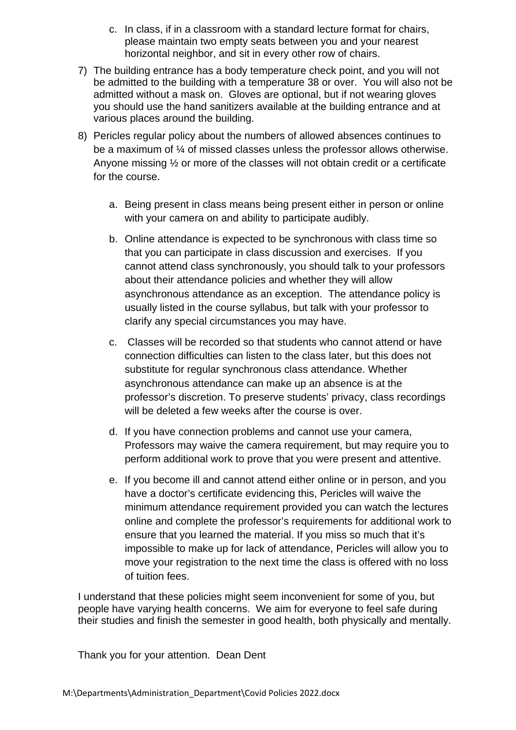c. In class, if in a classroom with a standard lecture format for chairs, please maintain two empty seats between you and your nearest horizontal neighbor, and sit in every other row of chairs.

7) The building entrance has a body temperature check point, and you will not be admitted to the building with a temperature 38 or over. You will also not be admitted without a mask on. Gloves are optional, but if not wearing gloves you should use the hand sanitizers available at the building entrance and at various places around the building.

8) Pericles regular policy about the numbers of allowed absences continues to be a maximum of ¼ of missed classes unless the professor allows otherwise. Anyone missing ½ or more of the classes will not obtain credit or a certificate for the course.

   a. Being present in class means being present either in person or online with your camera on and ability to participate audibly.

   b. Online attendance is expected to be synchronous with class time so that you can participate in class discussion and exercises. If you cannot attend class synchronously, you should talk to your professors about their attendance policies and whether they will allow asynchronous attendance as an exception. The attendance policy is usually listed in the course syllabus, but talk with your professor to clarify any special circumstances you may have.

   c. Classes will be recorded so that students who cannot attend or have connection difficulties can listen to the class later, but this does not substitute for regular synchronous class attendance. Whether asynchronous attendance can make up an absence is at the professor's discretion. To preserve students' privacy, class recordings will be deleted a few weeks after the course is over.

   d. If you have connection problems and cannot use your camera, Professors may waive the camera requirement, but may require you to perform additional work to prove that you were present and attentive.

   e. If you become ill and cannot attend either online or in person, and you have a doctor's certificate evidencing this, Pericles will waive the minimum attendance requirement provided you can watch the lectures online and complete the professor's requirements for additional work to ensure that you learned the material. If you miss so much that it's impossible to make up for lack of attendance, Pericles will allow you to move your registration to the next time the class is offered with no loss of tuition fees.

I understand that these policies might seem inconvenient for some of you, but people have varying health concerns. We aim for everyone to feel safe during their studies and finish the semester in good health, both physically and mentally.

Thank you for your attention. Dean Dent

M:\Departments\Administration_Department\Covid Policies 2022.docx